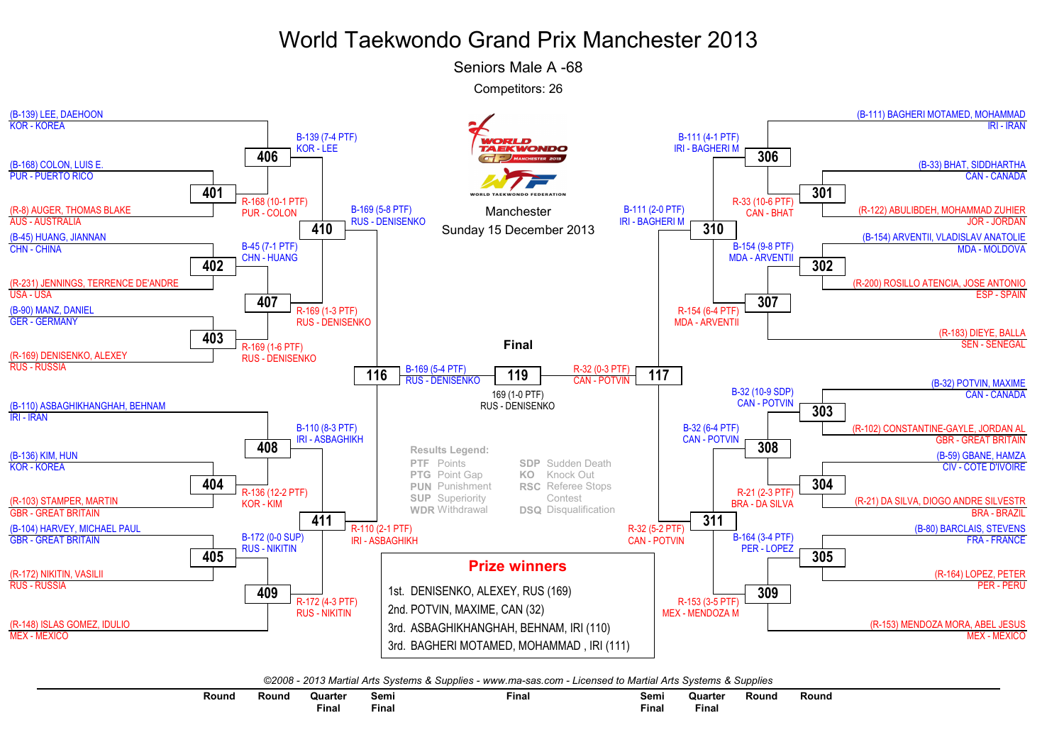# World Taekwondo Grand Prix Manchester 2013

## Seniors Male A -68

Competitors: 26

Manchester
Sunday 15 December 2013

### Left bracket

**Round (first round)**

- (B-139) LEE, DAEHOON — KOR - KOREA
- (B-168) COLON, LUIS E. — PUR - PUERTO RICO
- (R-8) AUGER, THOMAS BLAKE — AUS - AUSTRALIA
- (B-45) HUANG, JIANNAN — CHN - CHINA
- (R-231) JENNINGS, TERRENCE DE'ANDRE — USA - USA
- (B-90) MANZ, DANIEL — GER - GERMANY
- (R-169) DENISENKO, ALEXEY — RUS - RUSSIA
- (B-110) ASBAGHIKHANGHAH, BEHNAM — IRI - IRAN
- (B-136) KIM, HUN — KOR - KOREA
- (R-103) STAMPER, MARTIN — GBR - GREAT BRITAIN
- (B-104) HARVEY, MICHAEL PAUL — GBR - GREAT BRITAIN
- (R-172) NIKITIN, VASILII — RUS - RUSSIA
- (R-148) ISLAS GOMEZ, IDULIO — MEX - MEXICO

| Match | Winner |
|---|---|
| 401 | R-168 (10-1 PTF) PUR - COLON |
| 402 | B-45 (7-1 PTF) CHN - HUANG |
| 403 | R-169 (1-6 PTF) RUS - DENISENKO |
| 404 | R-136 (12-2 PTF) KOR - KIM |
| 405 | B-172 (0-0 SUP) RUS - NIKITIN |
| 406 | B-139 (7-4 PTF) KOR - LEE |
| 407 | R-169 (1-3 PTF) RUS - DENISENKO |
| 408 | B-110 (8-3 PTF) IRI - ASBAGHIKH |
| 409 | R-172 (4-3 PTF) RUS - NIKITIN |
| 410 | B-169 (5-8 PTF) RUS - DENISENKO |
| 411 | R-110 (2-1 PTF) IRI - ASBAGHIKH |
| 116 | B-169 (5-4 PTF) RUS - DENISENKO |

### Right bracket

- (B-111) BAGHERI MOTAMED, MOHAMMAD — IRI - IRAN
- (B-33) BHAT, SIDDHARTHA — CAN - CANADA
- (R-122) ABULIBDEH, MOHAMMAD ZUHIER — JOR - JORDAN
- (B-154) ARVENTII, VLADISLAV ANATOLIE — MDA - MOLDOVA
- (R-200) ROSILLO ATENCIA, JOSE ANTONIO — ESP - SPAIN
- (R-183) DIEYE, BALLA — SEN - SENEGAL
- (B-32) POTVIN, MAXIME — CAN - CANADA
- (R-102) CONSTANTINE-GAYLE, JORDAN AL — GBR - GREAT BRITAIN
- (B-59) GBANE, HAMZA — CIV - COTE D'IVOIRE
- (R-21) DA SILVA, DIOGO ANDRE SILVESTR — BRA - BRAZIL
- (B-80) BARCLAIS, STEVENS — FRA - FRANCE
- (R-164) LOPEZ, PETER — PER - PERU
- (R-153) MENDOZA MORA, ABEL JESUS — MEX - MEXICO

| Match | Winner |
|---|---|
| 301 | R-33 (10-6 PTF) CAN - BHAT |
| 302 | B-154 (9-8 PTF) MDA - ARVENTII |
| 303 | B-32 (10-9 SDP) CAN - POTVIN |
| 304 | R-21 (2-3 PTF) BRA - DA SILVA |
| 305 | B-164 (3-4 PTF) PER - LOPEZ |
| 306 | B-111 (4-1 PTF) IRI - BAGHERI M |
| 307 | R-154 (6-4 PTF) MDA - ARVENTII |
| 308 | B-32 (6-4 PTF) CAN - POTVIN |
| 309 | R-153 (3-5 PTF) MEX - MENDOZA M |
| 310 | B-111 (2-0 PTF) IRI - BAGHERI M |
| 311 | R-32 (5-2 PTF) CAN - POTVIN |
| 117 | R-32 (0-3 PTF) CAN - POTVIN |

### Final

119: 169 (1-0 PTF) RUS - DENISENKO

### Results Legend:

| Code | Meaning | Code | Meaning |
|---|---|---|---|
| PTF | Points | SDP | Sudden Death |
| PTG | Point Gap | KO | Knock Out |
| PUN | Punishment | RSC | Referee Stops Contest |
| SUP | Superiority | DSQ | Disqualification |
| WDR | Withdrawal | | |

### Prize winners

1st. DENISENKO, ALEXEY, RUS (169)
2nd. POTVIN, MAXIME, CAN (32)
3rd. ASBAGHIKHANGHAH, BEHNAM, IRI (110)
3rd. BAGHERI MOTAMED, MOHAMMAD , IRI (111)

*©2008 - 2013 Martial Arts Systems & Supplies - www.ma-sas.com - Licensed to Martial Arts Systems & Supplies*

Round | Round | Quarter Final | Semi Final | Final | Semi Final | Quarter Final | Round | Round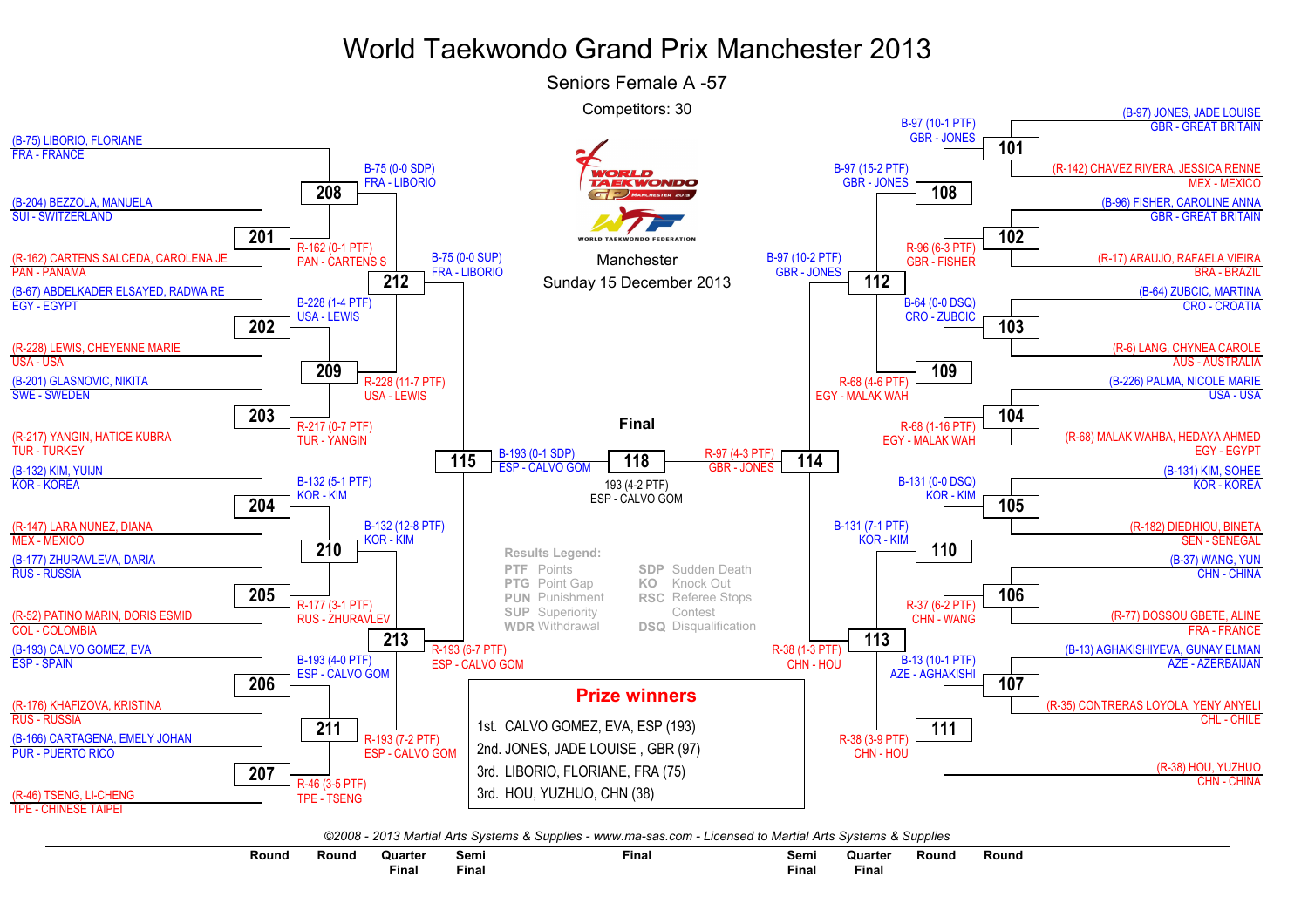# World Taekwondo Grand Prix Manchester 2013

## Seniors Female A -57

Competitors: 30

Manchester

Sunday 15 December 2013

(B-75) LIBORIO, FLORIANE
FRA - FRANCE

208

B-75 (0-0 SDP)
FRA - LIBORIO

(B-204) BEZZOLA, MANUELA
SUI - SWITZERLAND

201

R-162 (0-1 PTF)
PAN - CARTENS S

(R-162) CARTENS SALCEDA, CAROLENA JE
PAN - PANAMA

212

B-75 (0-0 SUP)
FRA - LIBORIO

(B-67) ABDELKADER ELSAYED, RADWA RE
EGY - EGYPT

202

B-228 (1-4 PTF)
USA - LEWIS

(R-228) LEWIS, CHEYENNE MARIE
USA - USA

209

R-228 (11-7 PTF)
USA - LEWIS

(B-201) GLASNOVIC, NIKITA
SWE - SWEDEN

203

R-217 (0-7 PTF)
TUR - YANGIN

(R-217) YANGIN, HATICE KUBRA
TUR - TURKEY

115

B-193 (0-1 SDP)
ESP - CALVO GOM

(B-132) KIM, YUIJN
KOR - KOREA

204

B-132 (5-1 PTF)
KOR - KIM

(R-147) LARA NUNEZ, DIANA
MEX - MEXICO

210

B-132 (12-8 PTF)
KOR - KIM

(B-177) ZHURAVLEVA, DARIA
RUS - RUSSIA

205

R-177 (3-1 PTF)
RUS - ZHURAVLEV

(R-52) PATINO MARIN, DORIS ESMID
COL - COLOMBIA

213

R-193 (6-7 PTF)
ESP - CALVO GOM

(B-193) CALVO GOMEZ, EVA
ESP - SPAIN

206

B-193 (4-0 PTF)
ESP - CALVO GOM

(R-176) KHAFIZOVA, KRISTINA
RUS - RUSSIA

211

R-193 (7-2 PTF)
ESP - CALVO GOM

(B-166) CARTAGENA, EMELY JOHAN
PUR - PUERTO RICO

207

R-46 (3-5 PTF)
TPE - TSENG

(R-46) TSENG, LI-CHENG
TPE - CHINESE TAIPEI

**Final**

118

193 (4-2 PTF)
ESP - CALVO GOM

R-97 (4-3 PTF)
GBR - JONES

114

(B-97) JONES, JADE LOUISE
GBR - GREAT BRITAIN

B-97 (10-1 PTF)
GBR - JONES

101

(R-142) CHAVEZ RIVERA, JESSICA RENNE
MEX - MEXICO

108

B-97 (15-2 PTF)
GBR - JONES

(B-96) FISHER, CAROLINE ANNA
GBR - GREAT BRITAIN

102

R-96 (6-3 PTF)
GBR - FISHER

(R-17) ARAUJO, RAFAELA VIEIRA
BRA - BRAZIL

112

B-97 (10-2 PTF)
GBR - JONES

(B-64) ZUBCIC, MARTINA
CRO - CROATIA

B-64 (0-0 DSQ)
CRO - ZUBCIC

103

(R-6) LANG, CHYNEA CAROLE
AUS - AUSTRALIA

109

R-68 (4-6 PTF)
EGY - MALAK WAH

(B-226) PALMA, NICOLE MARIE
USA - USA

104

R-68 (1-16 PTF)
EGY - MALAK WAH

(R-68) MALAK WAHBA, HEDAYA AHMED
EGY - EGYPT

(B-131) KIM, SOHEE
KOR - KOREA

B-131 (0-0 DSQ)
KOR - KIM

105

(R-182) DIEDHIOU, BINETA
SEN - SENEGAL

110

B-131 (7-1 PTF)
KOR - KIM

(B-37) WANG, YUN
CHN - CHINA

106

R-37 (6-2 PTF)
CHN - WANG

(R-77) DOSSOU GBETE, ALINE
FRA - FRANCE

113

R-38 (1-3 PTF)
CHN - HOU

(B-13) AGHAKISHIYEVA, GUNAY ELMAN
AZE - AZERBAIJAN

B-13 (10-1 PTF)
AZE - AGHAKISHI

107

(R-35) CONTRERAS LOYOLA, YENY ANYELI
CHL - CHILE

111

R-38 (3-9 PTF)
CHN - HOU

(R-38) HOU, YUZHUO
CHN - CHINA

**Results Legend:**

| | | | |
|---|---|---|---|
| PTF | Points | SDP | Sudden Death |
| PTG | Point Gap | KO | Knock Out |
| PUN | Punishment | RSC | Referee Stops Contest |
| SUP | Superiority | | |
| WDR | Withdrawal | DSQ | Disqualification |

**Prize winners**

1st. CALVO GOMEZ, EVA, ESP (193)
2nd. JONES, JADE LOUISE , GBR (97)
3rd. LIBORIO, FLORIANE, FRA (75)
3rd. HOU, YUZHUO, CHN (38)

*©2008 - 2013 Martial Arts Systems & Supplies - www.ma-sas.com - Licensed to Martial Arts Systems & Supplies*

Round | Round | Quarter Final | Semi Final | Final | Semi Final | Quarter Final | Round | Round